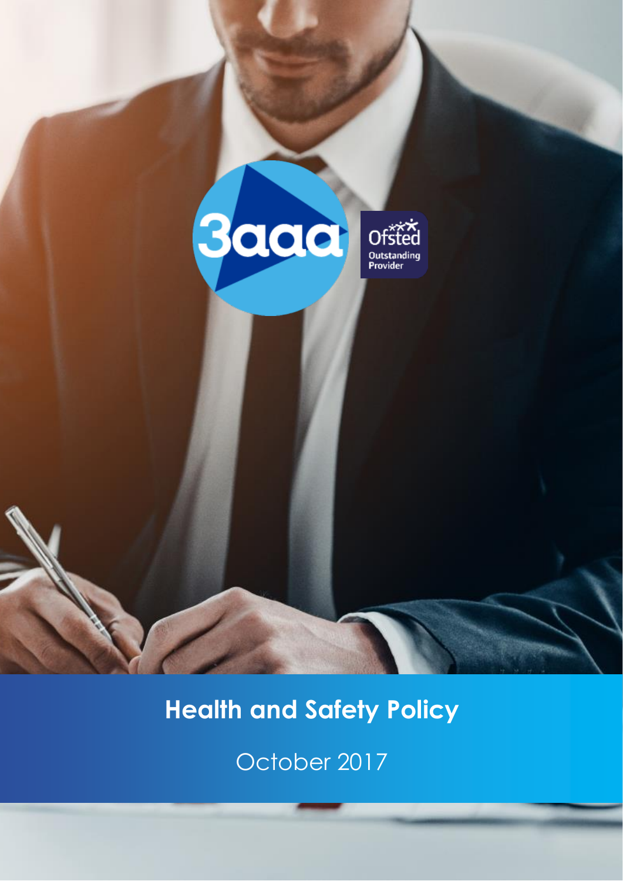# Health and Safety Policy

October 2017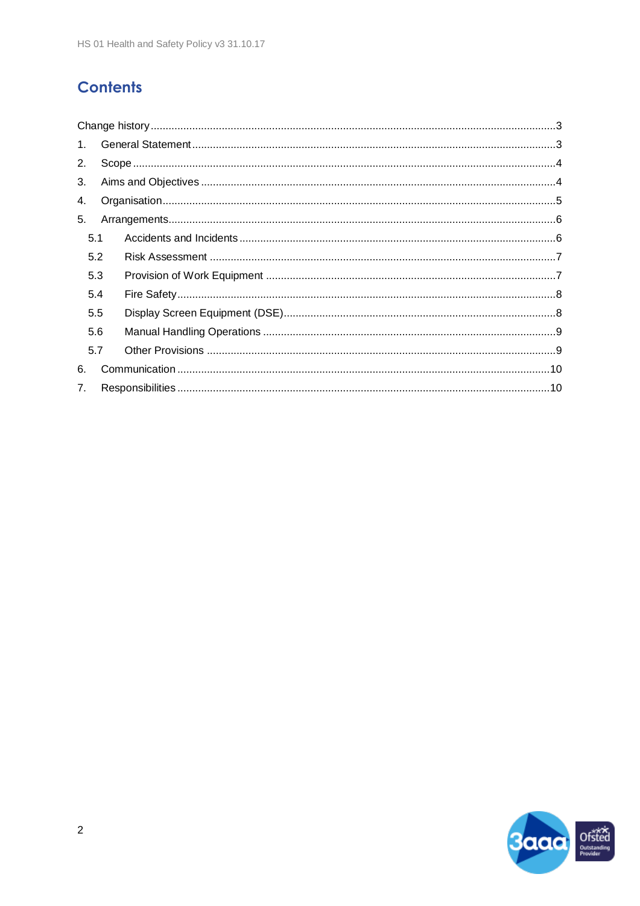# Contents

Change history ........................................................................................................................................3

1. General Statement .............................................................................................................................3
2. Scope .....................................................................................................................................................4
3. Aims and Objectives ...........................................................................................................................4
4. Organisation .........................................................................................................................................5
5. Arrangements .......................................................................................................................................6
   - 5.1 Accidents and Incidents ...............................................................................................................6
   - 5.2 Risk Assessment ..........................................................................................................................7
   - 5.3 Provision of Work Equipment ......................................................................................................7
   - 5.4 Fire Safety .....................................................................................................................................8
   - 5.5 Display Screen Equipment (DSE) ...............................................................................................8
   - 5.6 Manual Handling Operations .......................................................................................................9
   - 5.7 Other Provisions ...........................................................................................................................9
6. Communication ..................................................................................................................................10
7. Responsibilities ..................................................................................................................................10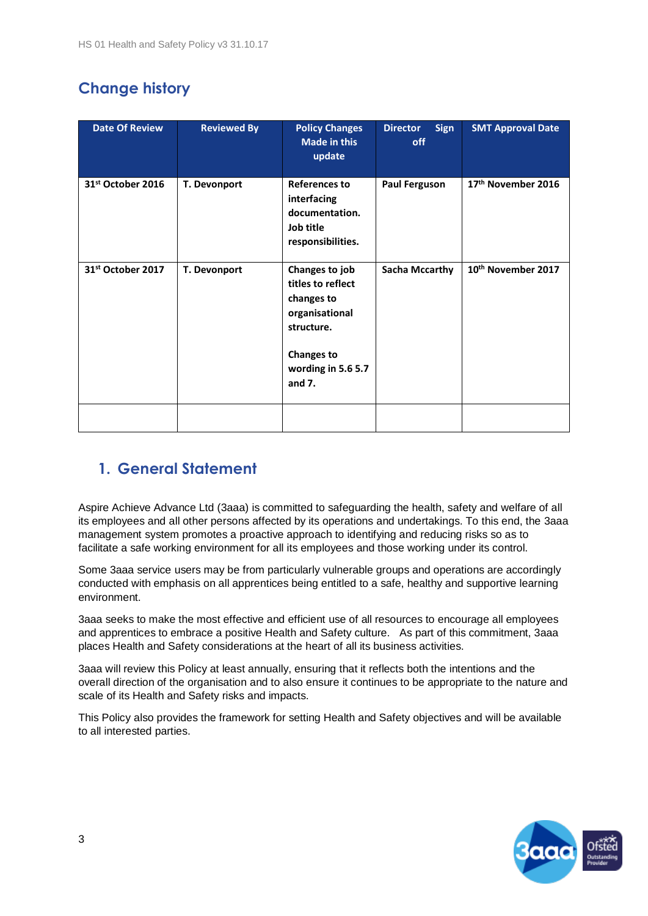## Change history

| Date Of Review | Reviewed By | Policy Changes Made in this update | Director Sign off | SMT Approval Date |
|---|---|---|---|---|
| 31st October 2016 | T. Devonport | References to interfacing documentation. Job title responsibilities. | Paul Ferguson | 17th November 2016 |
| 31st October 2017 | T. Devonport | Changes to job titles to reflect changes to organisational structure.<br><br>Changes to wording in 5.6 5.7 and 7. | Sacha Mccarthy | 10th November 2017 |
| | | | | |

## 1. General Statement

Aspire Achieve Advance Ltd (3aaa) is committed to safeguarding the health, safety and welfare of all its employees and all other persons affected by its operations and undertakings. To this end, the 3aaa management system promotes a proactive approach to identifying and reducing risks so as to facilitate a safe working environment for all its employees and those working under its control.

Some 3aaa service users may be from particularly vulnerable groups and operations are accordingly conducted with emphasis on all apprentices being entitled to a safe, healthy and supportive learning environment.

3aaa seeks to make the most effective and efficient use of all resources to encourage all employees and apprentices to embrace a positive Health and Safety culture. As part of this commitment, 3aaa places Health and Safety considerations at the heart of all its business activities.

3aaa will review this Policy at least annually, ensuring that it reflects both the intentions and the overall direction of the organisation and to also ensure it continues to be appropriate to the nature and scale of its Health and Safety risks and impacts.

This Policy also provides the framework for setting Health and Safety objectives and will be available to all interested parties.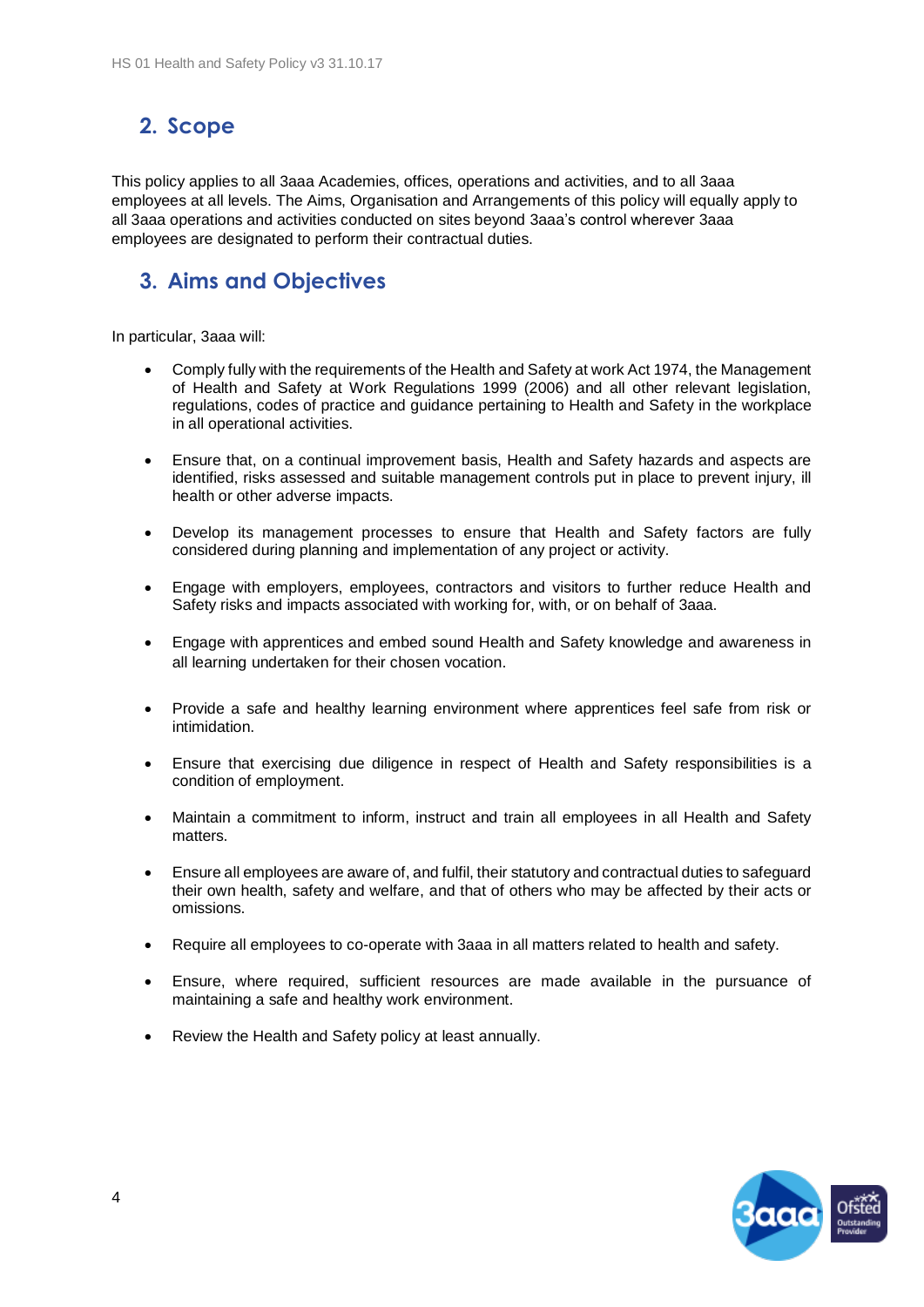## 2. Scope

This policy applies to all 3aaa Academies, offices, operations and activities, and to all 3aaa employees at all levels. The Aims, Organisation and Arrangements of this policy will equally apply to all 3aaa operations and activities conducted on sites beyond 3aaa's control wherever 3aaa employees are designated to perform their contractual duties.

## 3. Aims and Objectives

In particular, 3aaa will:

- Comply fully with the requirements of the Health and Safety at work Act 1974, the Management of Health and Safety at Work Regulations 1999 (2006) and all other relevant legislation, regulations, codes of practice and guidance pertaining to Health and Safety in the workplace in all operational activities.
- Ensure that, on a continual improvement basis, Health and Safety hazards and aspects are identified, risks assessed and suitable management controls put in place to prevent injury, ill health or other adverse impacts.
- Develop its management processes to ensure that Health and Safety factors are fully considered during planning and implementation of any project or activity.
- Engage with employers, employees, contractors and visitors to further reduce Health and Safety risks and impacts associated with working for, with, or on behalf of 3aaa.
- Engage with apprentices and embed sound Health and Safety knowledge and awareness in all learning undertaken for their chosen vocation.
- Provide a safe and healthy learning environment where apprentices feel safe from risk or intimidation.
- Ensure that exercising due diligence in respect of Health and Safety responsibilities is a condition of employment.
- Maintain a commitment to inform, instruct and train all employees in all Health and Safety matters.
- Ensure all employees are aware of, and fulfil, their statutory and contractual duties to safeguard their own health, safety and welfare, and that of others who may be affected by their acts or omissions.
- Require all employees to co-operate with 3aaa in all matters related to health and safety.
- Ensure, where required, sufficient resources are made available in the pursuance of maintaining a safe and healthy work environment.
- Review the Health and Safety policy at least annually.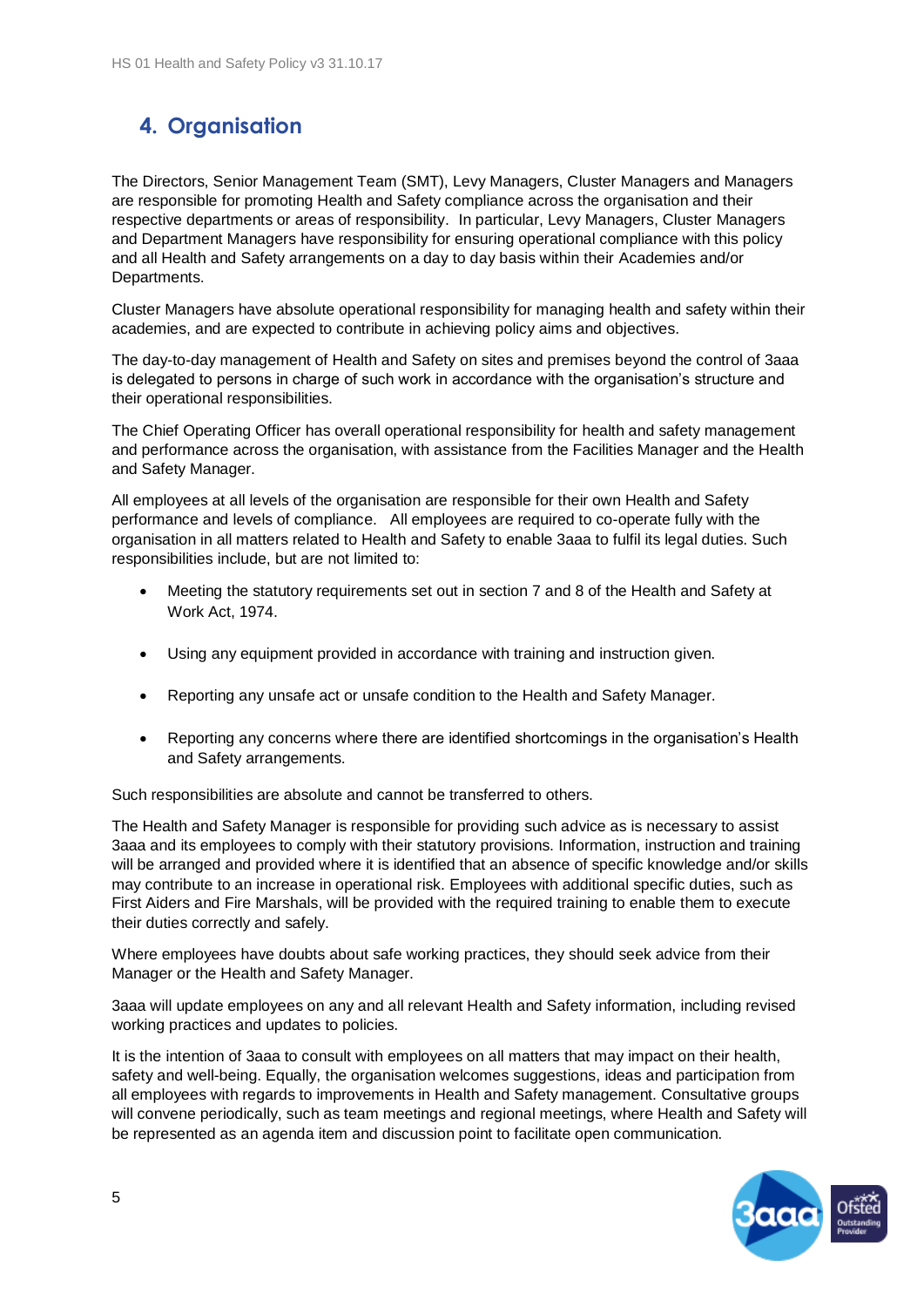## 4. Organisation

The Directors, Senior Management Team (SMT), Levy Managers, Cluster Managers and Managers are responsible for promoting Health and Safety compliance across the organisation and their respective departments or areas of responsibility. In particular, Levy Managers, Cluster Managers and Department Managers have responsibility for ensuring operational compliance with this policy and all Health and Safety arrangements on a day to day basis within their Academies and/or Departments.

Cluster Managers have absolute operational responsibility for managing health and safety within their academies, and are expected to contribute in achieving policy aims and objectives.

The day-to-day management of Health and Safety on sites and premises beyond the control of 3aaa is delegated to persons in charge of such work in accordance with the organisation's structure and their operational responsibilities.

The Chief Operating Officer has overall operational responsibility for health and safety management and performance across the organisation, with assistance from the Facilities Manager and the Health and Safety Manager.

All employees at all levels of the organisation are responsible for their own Health and Safety performance and levels of compliance. All employees are required to co-operate fully with the organisation in all matters related to Health and Safety to enable 3aaa to fulfil its legal duties. Such responsibilities include, but are not limited to:

- Meeting the statutory requirements set out in section 7 and 8 of the Health and Safety at Work Act, 1974.
- Using any equipment provided in accordance with training and instruction given.
- Reporting any unsafe act or unsafe condition to the Health and Safety Manager.
- Reporting any concerns where there are identified shortcomings in the organisation's Health and Safety arrangements.

Such responsibilities are absolute and cannot be transferred to others.

The Health and Safety Manager is responsible for providing such advice as is necessary to assist 3aaa and its employees to comply with their statutory provisions. Information, instruction and training will be arranged and provided where it is identified that an absence of specific knowledge and/or skills may contribute to an increase in operational risk. Employees with additional specific duties, such as First Aiders and Fire Marshals, will be provided with the required training to enable them to execute their duties correctly and safely.

Where employees have doubts about safe working practices, they should seek advice from their Manager or the Health and Safety Manager.

3aaa will update employees on any and all relevant Health and Safety information, including revised working practices and updates to policies.

It is the intention of 3aaa to consult with employees on all matters that may impact on their health, safety and well-being. Equally, the organisation welcomes suggestions, ideas and participation from all employees with regards to improvements in Health and Safety management. Consultative groups will convene periodically, such as team meetings and regional meetings, where Health and Safety will be represented as an agenda item and discussion point to facilitate open communication.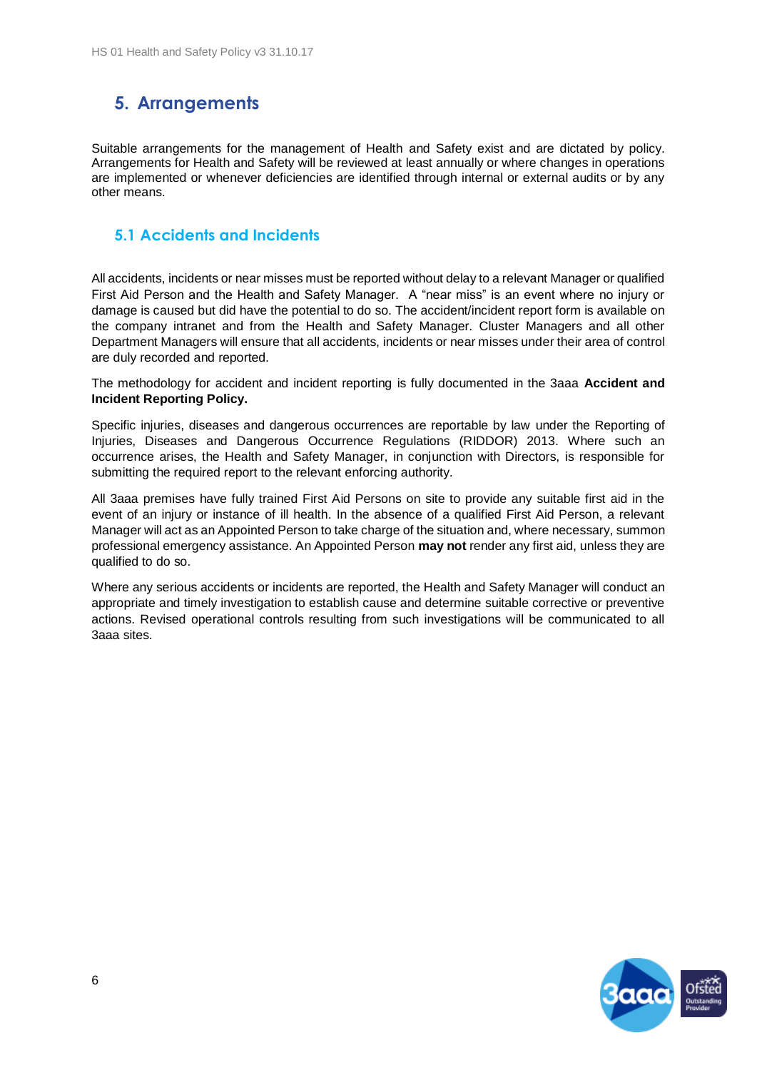## 5. Arrangements

Suitable arrangements for the management of Health and Safety exist and are dictated by policy. Arrangements for Health and Safety will be reviewed at least annually or where changes in operations are implemented or whenever deficiencies are identified through internal or external audits or by any other means.

### 5.1 Accidents and Incidents

All accidents, incidents or near misses must be reported without delay to a relevant Manager or qualified First Aid Person and the Health and Safety Manager. A "near miss" is an event where no injury or damage is caused but did have the potential to do so. The accident/incident report form is available on the company intranet and from the Health and Safety Manager. Cluster Managers and all other Department Managers will ensure that all accidents, incidents or near misses under their area of control are duly recorded and reported.

The methodology for accident and incident reporting is fully documented in the 3aaa **Accident and Incident Reporting Policy.**

Specific injuries, diseases and dangerous occurrences are reportable by law under the Reporting of Injuries, Diseases and Dangerous Occurrence Regulations (RIDDOR) 2013. Where such an occurrence arises, the Health and Safety Manager, in conjunction with Directors, is responsible for submitting the required report to the relevant enforcing authority.

All 3aaa premises have fully trained First Aid Persons on site to provide any suitable first aid in the event of an injury or instance of ill health. In the absence of a qualified First Aid Person, a relevant Manager will act as an Appointed Person to take charge of the situation and, where necessary, summon professional emergency assistance. An Appointed Person **may not** render any first aid, unless they are qualified to do so.

Where any serious accidents or incidents are reported, the Health and Safety Manager will conduct an appropriate and timely investigation to establish cause and determine suitable corrective or preventive actions. Revised operational controls resulting from such investigations will be communicated to all 3aaa sites.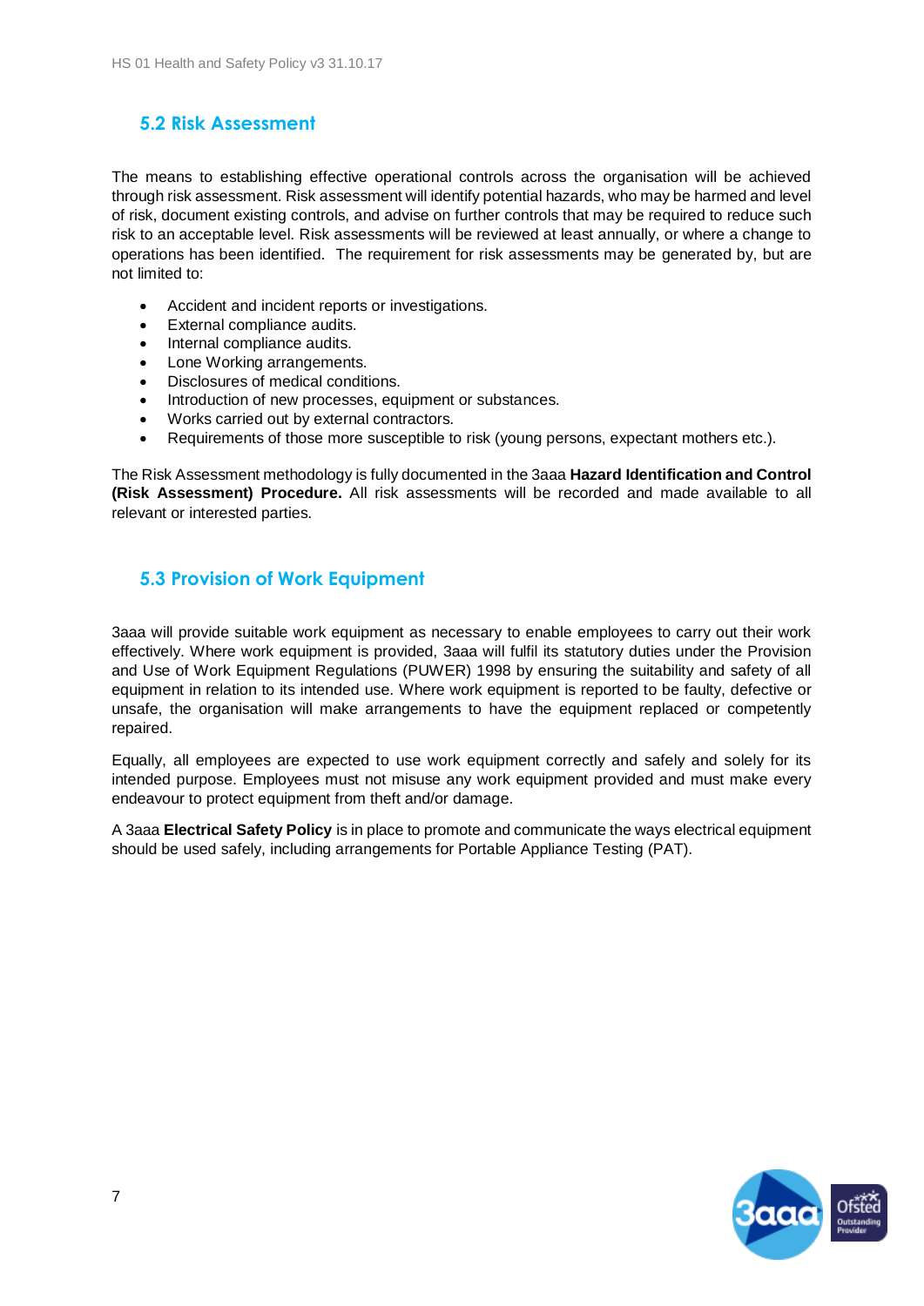## 5.2 Risk Assessment

The means to establishing effective operational controls across the organisation will be achieved through risk assessment. Risk assessment will identify potential hazards, who may be harmed and level of risk, document existing controls, and advise on further controls that may be required to reduce such risk to an acceptable level. Risk assessments will be reviewed at least annually, or where a change to operations has been identified. The requirement for risk assessments may be generated by, but are not limited to:

- Accident and incident reports or investigations.
- External compliance audits.
- Internal compliance audits.
- Lone Working arrangements.
- Disclosures of medical conditions.
- Introduction of new processes, equipment or substances.
- Works carried out by external contractors.
- Requirements of those more susceptible to risk (young persons, expectant mothers etc.).

The Risk Assessment methodology is fully documented in the 3aaa **Hazard Identification and Control (Risk Assessment) Procedure.** All risk assessments will be recorded and made available to all relevant or interested parties.

## 5.3 Provision of Work Equipment

3aaa will provide suitable work equipment as necessary to enable employees to carry out their work effectively. Where work equipment is provided, 3aaa will fulfil its statutory duties under the Provision and Use of Work Equipment Regulations (PUWER) 1998 by ensuring the suitability and safety of all equipment in relation to its intended use. Where work equipment is reported to be faulty, defective or unsafe, the organisation will make arrangements to have the equipment replaced or competently repaired.

Equally, all employees are expected to use work equipment correctly and safely and solely for its intended purpose. Employees must not misuse any work equipment provided and must make every endeavour to protect equipment from theft and/or damage.

A 3aaa **Electrical Safety Policy** is in place to promote and communicate the ways electrical equipment should be used safely, including arrangements for Portable Appliance Testing (PAT).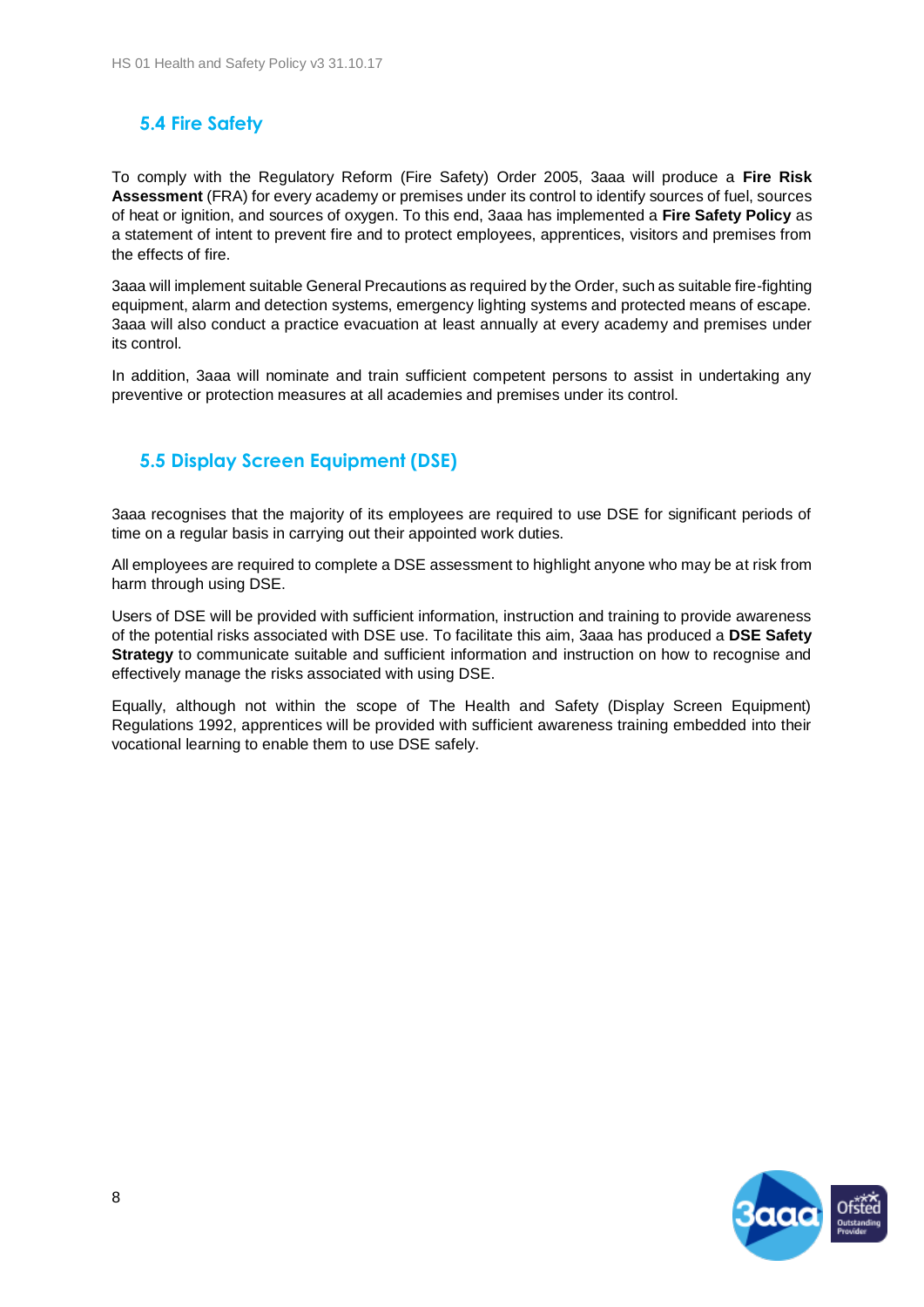## 5.4 Fire Safety

To comply with the Regulatory Reform (Fire Safety) Order 2005, 3aaa will produce a **Fire Risk Assessment** (FRA) for every academy or premises under its control to identify sources of fuel, sources of heat or ignition, and sources of oxygen. To this end, 3aaa has implemented a **Fire Safety Policy** as a statement of intent to prevent fire and to protect employees, apprentices, visitors and premises from the effects of fire.

3aaa will implement suitable General Precautions as required by the Order, such as suitable fire-fighting equipment, alarm and detection systems, emergency lighting systems and protected means of escape. 3aaa will also conduct a practice evacuation at least annually at every academy and premises under its control.

In addition, 3aaa will nominate and train sufficient competent persons to assist in undertaking any preventive or protection measures at all academies and premises under its control.

## 5.5 Display Screen Equipment (DSE)

3aaa recognises that the majority of its employees are required to use DSE for significant periods of time on a regular basis in carrying out their appointed work duties.

All employees are required to complete a DSE assessment to highlight anyone who may be at risk from harm through using DSE.

Users of DSE will be provided with sufficient information, instruction and training to provide awareness of the potential risks associated with DSE use. To facilitate this aim, 3aaa has produced a **DSE Safety Strategy** to communicate suitable and sufficient information and instruction on how to recognise and effectively manage the risks associated with using DSE.

Equally, although not within the scope of The Health and Safety (Display Screen Equipment) Regulations 1992, apprentices will be provided with sufficient awareness training embedded into their vocational learning to enable them to use DSE safely.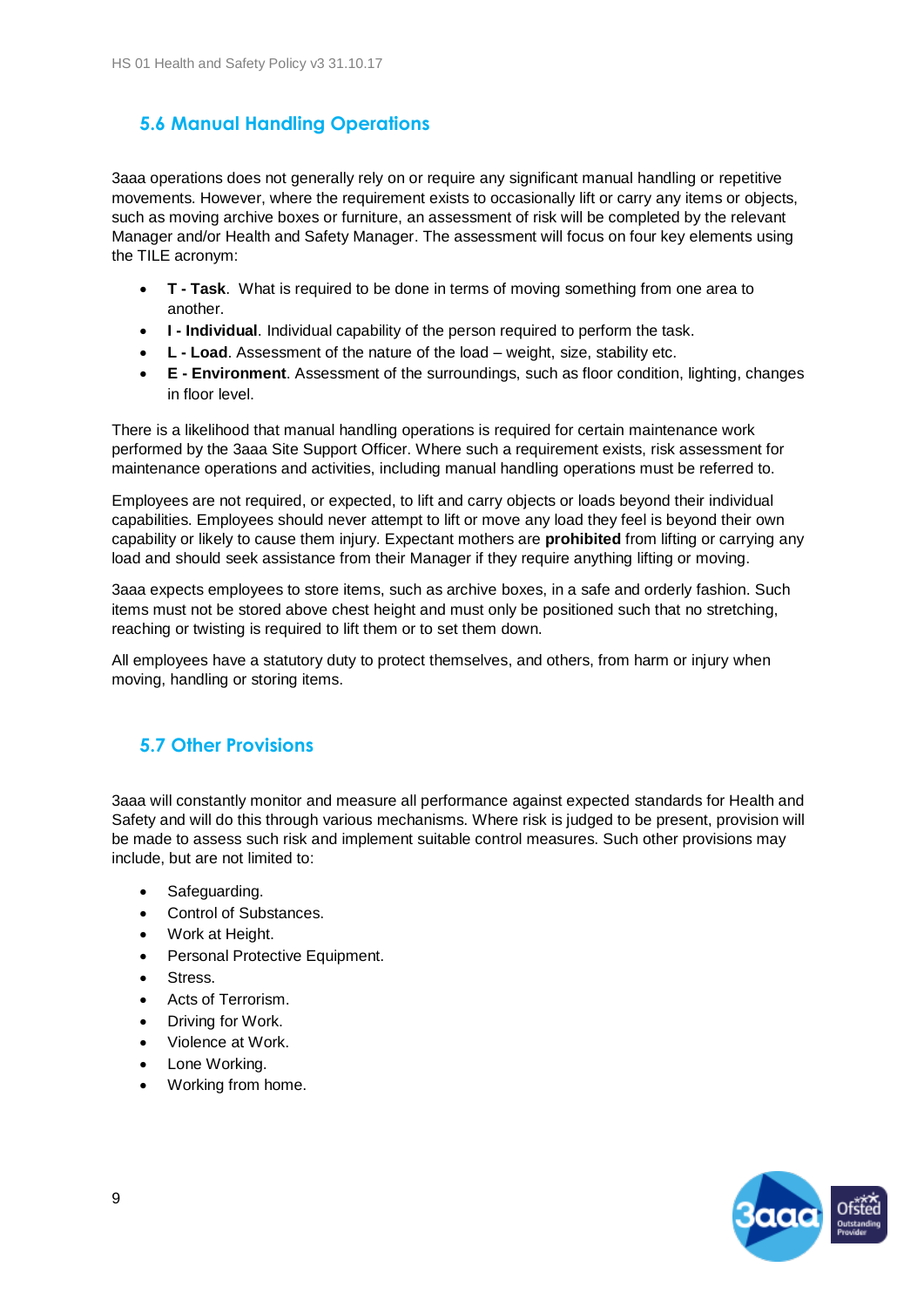## 5.6 Manual Handling Operations

3aaa operations does not generally rely on or require any significant manual handling or repetitive movements. However, where the requirement exists to occasionally lift or carry any items or objects, such as moving archive boxes or furniture, an assessment of risk will be completed by the relevant Manager and/or Health and Safety Manager. The assessment will focus on four key elements using the TILE acronym:

- **T - Task**. What is required to be done in terms of moving something from one area to another.
- **I - Individual**. Individual capability of the person required to perform the task.
- **L - Load**. Assessment of the nature of the load – weight, size, stability etc.
- **E - Environment**. Assessment of the surroundings, such as floor condition, lighting, changes in floor level.

There is a likelihood that manual handling operations is required for certain maintenance work performed by the 3aaa Site Support Officer. Where such a requirement exists, risk assessment for maintenance operations and activities, including manual handling operations must be referred to.

Employees are not required, or expected, to lift and carry objects or loads beyond their individual capabilities. Employees should never attempt to lift or move any load they feel is beyond their own capability or likely to cause them injury. Expectant mothers are **prohibited** from lifting or carrying any load and should seek assistance from their Manager if they require anything lifting or moving.

3aaa expects employees to store items, such as archive boxes, in a safe and orderly fashion. Such items must not be stored above chest height and must only be positioned such that no stretching, reaching or twisting is required to lift them or to set them down.

All employees have a statutory duty to protect themselves, and others, from harm or injury when moving, handling or storing items.

## 5.7 Other Provisions

3aaa will constantly monitor and measure all performance against expected standards for Health and Safety and will do this through various mechanisms. Where risk is judged to be present, provision will be made to assess such risk and implement suitable control measures. Such other provisions may include, but are not limited to:

- Safeguarding.
- Control of Substances.
- Work at Height.
- Personal Protective Equipment.
- Stress.
- Acts of Terrorism.
- Driving for Work.
- Violence at Work.
- Lone Working.
- Working from home.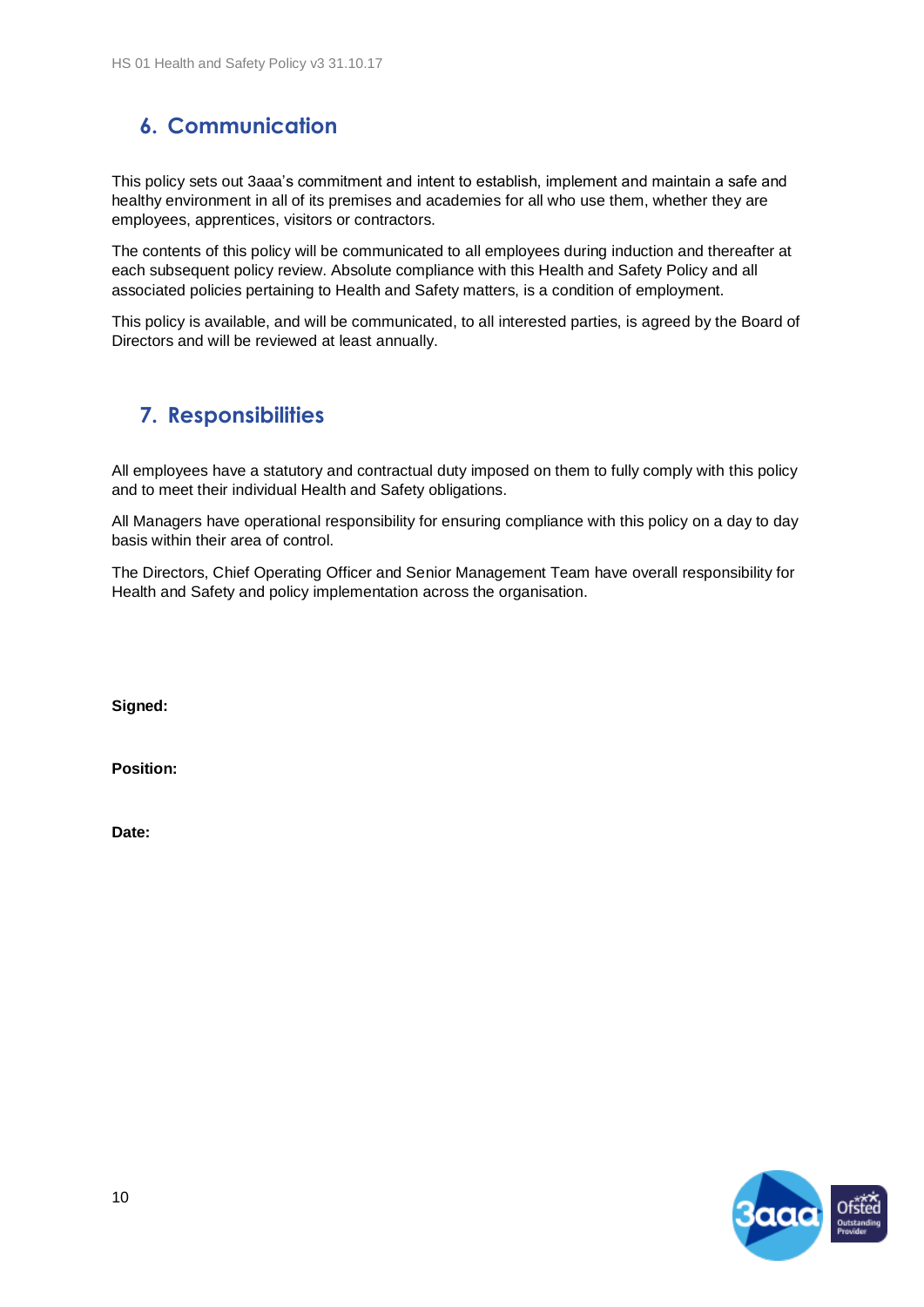## 6. Communication

This policy sets out 3aaa's commitment and intent to establish, implement and maintain a safe and healthy environment in all of its premises and academies for all who use them, whether they are employees, apprentices, visitors or contractors.

The contents of this policy will be communicated to all employees during induction and thereafter at each subsequent policy review. Absolute compliance with this Health and Safety Policy and all associated policies pertaining to Health and Safety matters, is a condition of employment.

This policy is available, and will be communicated, to all interested parties, is agreed by the Board of Directors and will be reviewed at least annually.

## 7. Responsibilities

All employees have a statutory and contractual duty imposed on them to fully comply with this policy and to meet their individual Health and Safety obligations.

All Managers have operational responsibility for ensuring compliance with this policy on a day to day basis within their area of control.

The Directors, Chief Operating Officer and Senior Management Team have overall responsibility for Health and Safety and policy implementation across the organisation.

**Signed:**

**Position:**

**Date:**